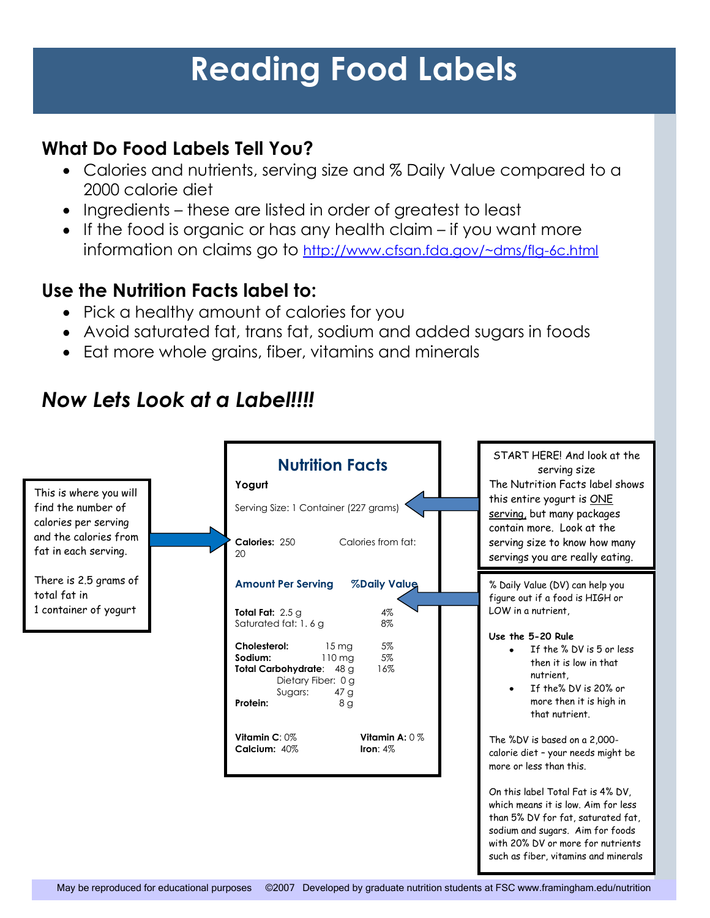# Reading Food Labels

## What Do Food Labels Tell You?

- Calories and nutrients, serving size and % Daily Value compared to a 2000 calorie diet
- Ingredients – these are listed in order of greatest to least
- If the food is organic or has any health claim – if you want more information on claims go to http://www.cfsan.fda.gov/~dms/flg-6c.html

## Use the Nutrition Facts label to:

- Pick a healthy amount of calories for you
- Avoid saturated fat, trans fat, sodium and added sugars in foods
- Eat more whole grains, fiber, vitamins and minerals

## *Now Lets Look at a Label!!!!*

This is where you will find the number of calories per serving and the calories from fat in each serving.

There is 2.5 grams of total fat in 1 container of yogurt

### Nutrition Facts

**Yogurt**

Serving Size: 1 Container (227 grams)

**Calories:** 250 Calories from fat: 20

| Amount Per Serving | | %Daily Value |
|---|---|---|
| **Total Fat:** | 2.5 g | 4% |
| Saturated fat: | 1. 6 g | 8% |
| **Cholesterol:** | 15 mg | 5% |
| **Sodium:** | 110 mg | 5% |
| **Total Carbohydrate:** | 48 g | 16% |
| Dietary Fiber: | 0 g | |
| Sugars: | 47 g | |
| **Protein:** | 8 g | |

**Vitamin C**: 0% **Vitamin A:** 0 %
**Calcium:** 40% **Iron**: 4%

START HERE! And look at the serving size
The Nutrition Facts label shows this entire yogurt is ONE serving, but many packages contain more. Look at the serving size to know how many servings you are really eating.

% Daily Value (DV) can help you figure out if a food is HIGH or LOW in a nutrient,

**Use the 5-20 Rule**

- If the % DV is 5 or less then it is low in that nutrient,
- If the% DV is 20% or more then it is high in that nutrient.

The %DV is based on a 2,000-calorie diet – your needs might be more or less than this.

On this label Total Fat is 4% DV, which means it is low. Aim for less than 5% DV for fat, saturated fat, sodium and sugars. Aim for foods with 20% DV or more for nutrients such as fiber, vitamins and minerals

May be reproduced for educational purposes ©2007 Developed by graduate nutrition students at FSC www.framingham.edu/nutrition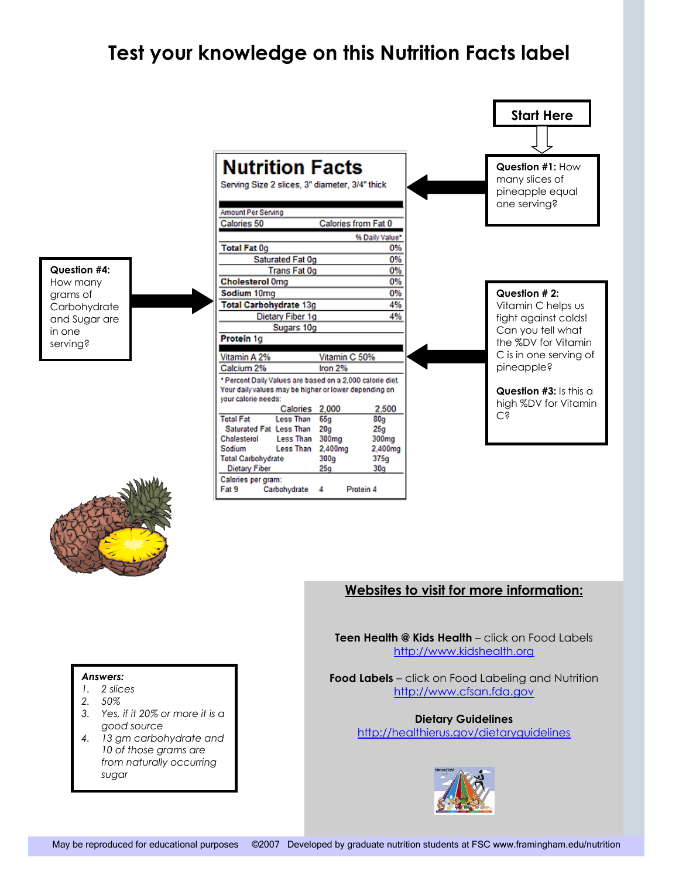# Test your knowledge on this Nutrition Facts label

**Start Here**

**Question #1:** How many slices of pineapple equal one serving?

**Question # 2:** Vitamin C helps us fight against colds! Can you tell what the %DV for Vitamin C is in one serving of pineapple?

**Question #3:** Is this a high %DV for Vitamin C?

**Question #4:** How many grams of Carbohydrate and Sugar are in one serving?

## Nutrition Facts

Serving Size 2 slices, 3" diameter, 3/4" thick

| Amount Per Serving | |
|---|---|
| Calories 50 | Calories from Fat 0 |
| | % Daily Value* |
| **Total Fat** 0g | 0% |
| Saturated Fat 0g | 0% |
| Trans Fat 0g | 0% |
| **Cholesterol** 0mg | 0% |
| **Sodium** 10mg | 0% |
| **Total Carbohydrate** 13g | 4% |
| Dietary Fiber 1g | 4% |
| Sugars 10g | |
| **Protein** 1g | |
| Vitamin A 2% | Vitamin C 50% |
| Calcium 2% | Iron 2% |

* Percent Daily Values are based on a 2,000 calorie diet. Your daily values may be higher or lower depending on your calorie needs:

| | | Calories | 2,000 | 2,500 |
|---|---|---|---|---|
| Total Fat | Less Than | | 65g | 80g |
| Saturated Fat | Less Than | | 20g | 25g |
| Cholesterol | Less Than | | 300mg | 300mg |
| Sodium | Less Than | | 2,400mg | 2,400mg |
| Total Carbohydrate | | | 300g | 375g |
| Dietary Fiber | | | 25g | 30g |

Calories per gram:
Fat 9 Carbohydrate 4 Protein 4

***Answers:***

1. *2 slices*
2. *50%*
3. *Yes, if it 20% or more it is a good source*
4. *13 gm carbohydrate and 10 of those grams are from naturally occurring sugar*

## Websites to visit for more information:

**Teen Health @ Kids Health** – click on Food Labels
http://www.kidshealth.org

**Food Labels** – click on Food Labeling and Nutrition
http://www.cfsan.fda.gov

**Dietary Guidelines**
http://healthierus.gov/dietaryguidelines

May be reproduced for educational purposes ©2007 Developed by graduate nutrition students at FSC www.framingham.edu/nutrition